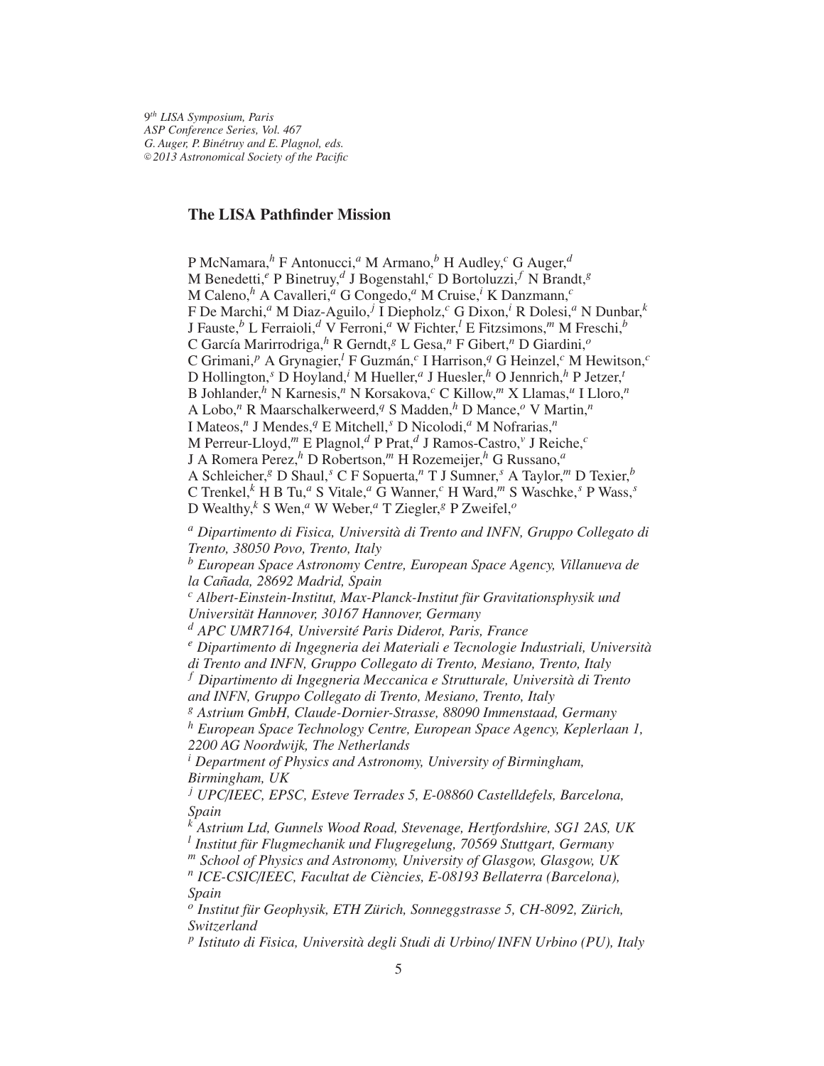9th LISA Symposium, Paris
ASP Conference Series, Vol. 467
G. Auger, P. Binétruy and E. Plagnol, eds.
© 2013 Astronomical Society of the Pacific

# The LISA Pathfinder Mission

P McNamara,[h] F Antonucci,[a] M Armano,[b] H Audley,[c] G Auger,[d] M Benedetti,[e] P Binetruy,[d] J Bogenstahl,[c] D Bortoluzzi,[f] N Brandt,[g] M Caleno,[h] A Cavalleri,[a] G Congedo,[a] M Cruise,[i] K Danzmann,[c] F De Marchi,[a] M Diaz-Aguilo,[j] I Diepholz,[c] G Dixon,[i] R Dolesi,[a] N Dunbar,[k] J Fauste,[b] L Ferraioli,[d] V Ferroni,[a] W Fichter,[l] E Fitzsimons,[m] M Freschi,[b] C García Marirrodriga,[h] R Gerndt,[g] L Gesa,[n] F Gibert,[n] D Giardini,[o] C Grimani,[p] A Grynagier,[l] F Guzmán,[c] I Harrison,[q] G Heinzel,[c] M Hewitson,[c] D Hollington,[s] D Hoyland,[i] M Hueller,[a] J Huesler,[h] O Jennrich,[h] P Jetzer,[t] B Johlander,[h] N Karnesis,[n] N Korsakova,[c] C Killow,[m] X Llamas,[u] I Lloro,[n] A Lobo,[n] R Maarschalkerweerd,[q] S Madden,[h] D Mance,[o] V Martin,[n] I Mateos,[n] J Mendes,[q] E Mitchell,[s] D Nicolodi,[a] M Nofrarias,[n] M Perreur-Lloyd,[m] E Plagnol,[d] P Prat,[d] J Ramos-Castro,[v] J Reiche,[c] J A Romera Perez,[h] D Robertson,[m] H Rozemeijer,[h] G Russano,[a] A Schleicher,[g] D Shaul,[s] C F Sopuerta,[n] T J Sumner,[s] A Taylor,[m] D Texier,[b] C Trenkel,[k] H B Tu,[a] S Vitale,[a] G Wanner,[c] H Ward,[m] S Waschke,[s] P Wass,[s] D Wealthy,[k] S Wen,[a] W Weber,[a] T Ziegler,[g] P Zweifel,[o]

[a] *Dipartimento di Fisica, Università di Trento and INFN, Gruppo Collegato di Trento, 38050 Povo, Trento, Italy*
[b] *European Space Astronomy Centre, European Space Agency, Villanueva de la Cañada, 28692 Madrid, Spain*
[c] *Albert-Einstein-Institut, Max-Planck-Institut für Gravitationsphysik und Universität Hannover, 30167 Hannover, Germany*
[d] *APC UMR7164, Université Paris Diderot, Paris, France*
[e] *Dipartimento di Ingegneria dei Materiali e Tecnologie Industriali, Università di Trento and INFN, Gruppo Collegato di Trento, Mesiano, Trento, Italy*
[f] *Dipartimento di Ingegneria Meccanica e Strutturale, Università di Trento and INFN, Gruppo Collegato di Trento, Mesiano, Trento, Italy*
[g] *Astrium GmbH, Claude-Dornier-Strasse, 88090 Immenstaad, Germany*
[h] *European Space Technology Centre, European Space Agency, Keplerlaan 1, 2200 AG Noordwijk, The Netherlands*
[i] *Department of Physics and Astronomy, University of Birmingham, Birmingham, UK*
[j] *UPC/IEEC, EPSC, Esteve Terrades 5, E-08860 Castelldefels, Barcelona, Spain*
[k] *Astrium Ltd, Gunnels Wood Road, Stevenage, Hertfordshire, SG1 2AS, UK*
[l] *Institut für Flugmechanik und Flugregelung, 70569 Stuttgart, Germany*
[m] *School of Physics and Astronomy, University of Glasgow, Glasgow, UK*
[n] *ICE-CSIC/IEEC, Facultat de Ciències, E-08193 Bellaterra (Barcelona), Spain*
[o] *Institut für Geophysik, ETH Zürich, Sonneggstrasse 5, CH-8092, Zürich, Switzerland*
[p] *Istituto di Fisica, Università degli Studi di Urbino/ INFN Urbino (PU), Italy*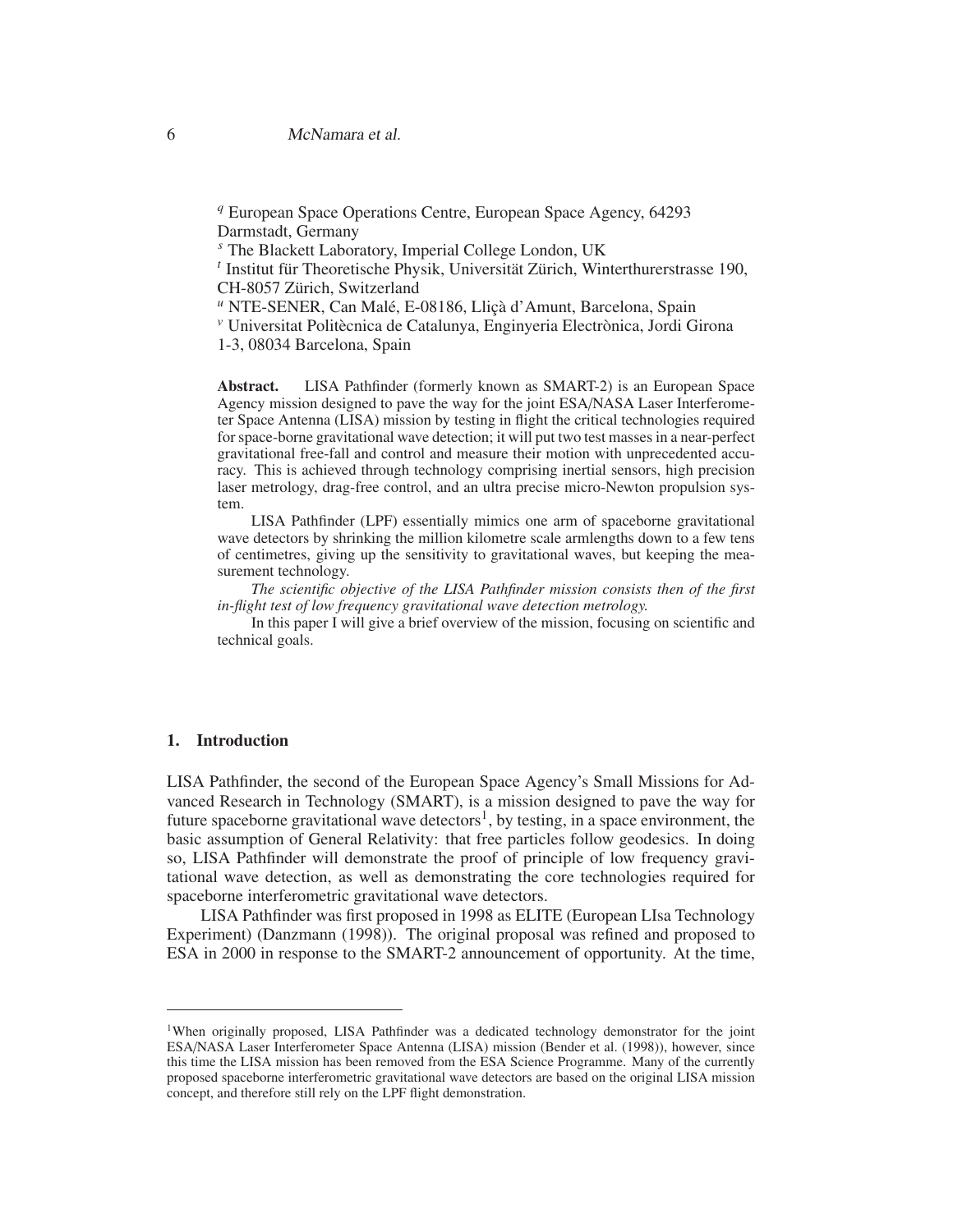[q] European Space Operations Centre, European Space Agency, 64293 Darmstadt, Germany

[s] The Blackett Laboratory, Imperial College London, UK

[t] Institut für Theoretische Physik, Universität Zürich, Winterthurerstrasse 190, CH-8057 Zürich, Switzerland

[u] NTE-SENER, Can Malé, E-08186, Lliçà d'Amunt, Barcelona, Spain

[v] Universitat Politècnica de Catalunya, Enginyeria Electrònica, Jordi Girona 1-3, 08034 Barcelona, Spain

**Abstract.** LISA Pathfinder (formerly known as SMART-2) is an European Space Agency mission designed to pave the way for the joint ESA/NASA Laser Interferometer Space Antenna (LISA) mission by testing in flight the critical technologies required for space-borne gravitational wave detection; it will put two test masses in a near-perfect gravitational free-fall and control and measure their motion with unprecedented accuracy. This is achieved through technology comprising inertial sensors, high precision laser metrology, drag-free control, and an ultra precise micro-Newton propulsion system.

LISA Pathfinder (LPF) essentially mimics one arm of spaceborne gravitational wave detectors by shrinking the million kilometre scale armlengths down to a few tens of centimetres, giving up the sensitivity to gravitational waves, but keeping the measurement technology.

*The scientific objective of the LISA Pathfinder mission consists then of the first in-flight test of low frequency gravitational wave detection metrology.*

In this paper I will give a brief overview of the mission, focusing on scientific and technical goals.

## 1. Introduction

LISA Pathfinder, the second of the European Space Agency's Small Missions for Advanced Research in Technology (SMART), is a mission designed to pave the way for future spaceborne gravitational wave detectors[1], by testing, in a space environment, the basic assumption of General Relativity: that free particles follow geodesics. In doing so, LISA Pathfinder will demonstrate the proof of principle of low frequency gravitational wave detection, as well as demonstrating the core technologies required for spaceborne interferometric gravitational wave detectors.

LISA Pathfinder was first proposed in 1998 as ELITE (European LIsa Technology Experiment) (Danzmann (1998)). The original proposal was refined and proposed to ESA in 2000 in response to the SMART-2 announcement of opportunity. At the time,

[1] When originally proposed, LISA Pathfinder was a dedicated technology demonstrator for the joint ESA/NASA Laser Interferometer Space Antenna (LISA) mission (Bender et al. (1998)), however, since this time the LISA mission has been removed from the ESA Science Programme. Many of the currently proposed spaceborne interferometric gravitational wave detectors are based on the original LISA mission concept, and therefore still rely on the LPF flight demonstration.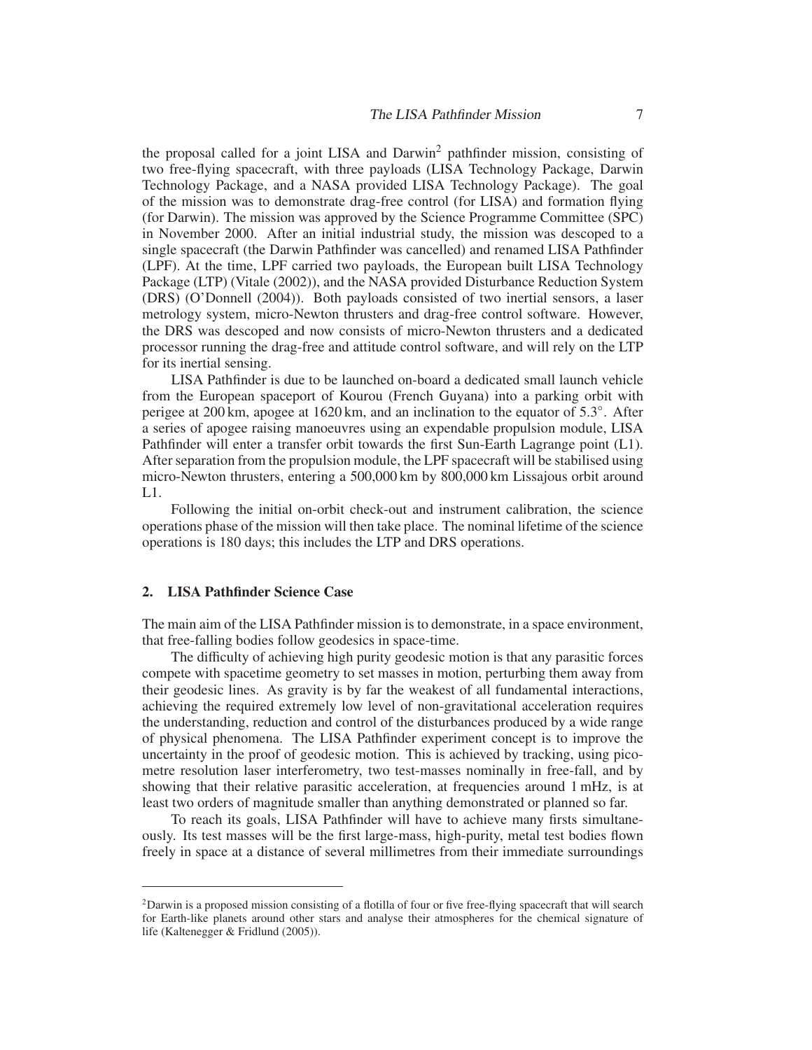the proposal called for a joint LISA and Darwin[2] pathfinder mission, consisting of two free-flying spacecraft, with three payloads (LISA Technology Package, Darwin Technology Package, and a NASA provided LISA Technology Package). The goal of the mission was to demonstrate drag-free control (for LISA) and formation flying (for Darwin). The mission was approved by the Science Programme Committee (SPC) in November 2000. After an initial industrial study, the mission was descoped to a single spacecraft (the Darwin Pathfinder was cancelled) and renamed LISA Pathfinder (LPF). At the time, LPF carried two payloads, the European built LISA Technology Package (LTP) (Vitale (2002)), and the NASA provided Disturbance Reduction System (DRS) (O'Donnell (2004)). Both payloads consisted of two inertial sensors, a laser metrology system, micro-Newton thrusters and drag-free control software. However, the DRS was descoped and now consists of micro-Newton thrusters and a dedicated processor running the drag-free and attitude control software, and will rely on the LTP for its inertial sensing.

LISA Pathfinder is due to be launched on-board a dedicated small launch vehicle from the European spaceport of Kourou (French Guyana) into a parking orbit with perigee at 200 km, apogee at 1620 km, and an inclination to the equator of $5.3^{\circ}$. After a series of apogee raising manoeuvres using an expendable propulsion module, LISA Pathfinder will enter a transfer orbit towards the first Sun-Earth Lagrange point (L1). After separation from the propulsion module, the LPF spacecraft will be stabilised using micro-Newton thrusters, entering a 500,000 km by 800,000 km Lissajous orbit around L1.

Following the initial on-orbit check-out and instrument calibration, the science operations phase of the mission will then take place. The nominal lifetime of the science operations is 180 days; this includes the LTP and DRS operations.

## 2. LISA Pathfinder Science Case

The main aim of the LISA Pathfinder mission is to demonstrate, in a space environment, that free-falling bodies follow geodesics in space-time.

The difficulty of achieving high purity geodesic motion is that any parasitic forces compete with spacetime geometry to set masses in motion, perturbing them away from their geodesic lines. As gravity is by far the weakest of all fundamental interactions, achieving the required extremely low level of non-gravitational acceleration requires the understanding, reduction and control of the disturbances produced by a wide range of physical phenomena. The LISA Pathfinder experiment concept is to improve the uncertainty in the proof of geodesic motion. This is achieved by tracking, using picometre resolution laser interferometry, two test-masses nominally in free-fall, and by showing that their relative parasitic acceleration, at frequencies around 1 mHz, is at least two orders of magnitude smaller than anything demonstrated or planned so far.

To reach its goals, LISA Pathfinder will have to achieve many firsts simultaneously. Its test masses will be the first large-mass, high-purity, metal test bodies flown freely in space at a distance of several millimetres from their immediate surroundings

---

[2] Darwin is a proposed mission consisting of a flotilla of four or five free-flying spacecraft that will search for Earth-like planets around other stars and analyse their atmospheres for the chemical signature of life (Kaltenegger & Fridlund (2005)).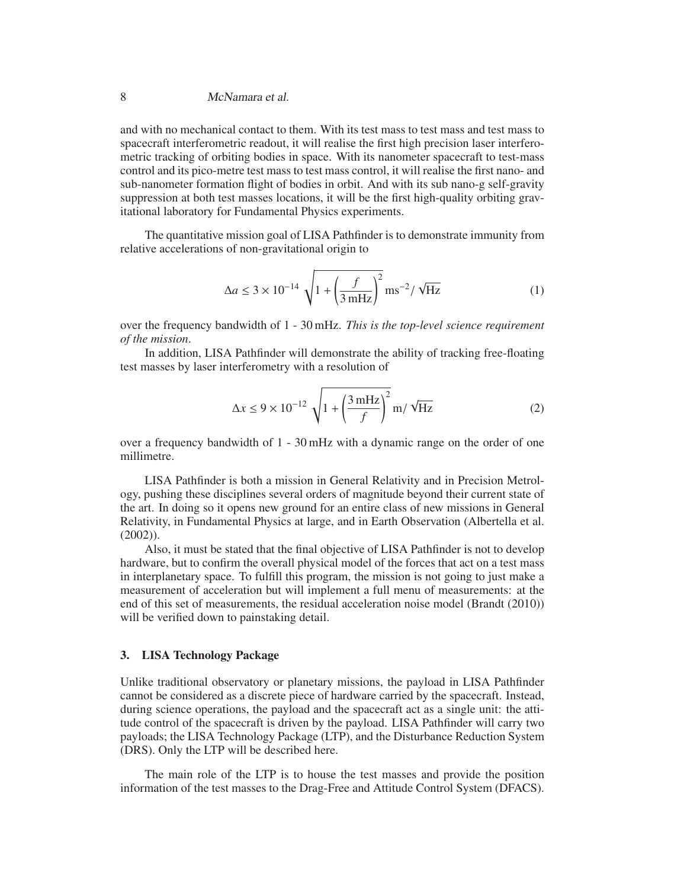and with no mechanical contact to them. With its test mass to test mass and test mass to spacecraft interferometric readout, it will realise the first high precision laser interferometric tracking of orbiting bodies in space. With its nanometer spacecraft to test-mass control and its pico-metre test mass to test mass control, it will realise the first nano- and sub-nanometer formation flight of bodies in orbit. And with its sub nano-g self-gravity suppression at both test masses locations, it will be the first high-quality orbiting gravitational laboratory for Fundamental Physics experiments.

The quantitative mission goal of LISA Pathfinder is to demonstrate immunity from relative accelerations of non-gravitational origin to

$$\Delta a \leq 3 \times 10^{-14} \sqrt{1 + \left(\frac{f}{3\,\mathrm{mHz}}\right)^2}\ \mathrm{ms^{-2}}/\sqrt{\mathrm{Hz}} \tag{1}$$

over the frequency bandwidth of 1 - 30 mHz. *This is the top-level science requirement of the mission*.

In addition, LISA Pathfinder will demonstrate the ability of tracking free-floating test masses by laser interferometry with a resolution of

$$\Delta x \leq 9 \times 10^{-12} \sqrt{1 + \left(\frac{3\,\mathrm{mHz}}{f}\right)^2}\ \mathrm{m}/\sqrt{\mathrm{Hz}} \tag{2}$$

over a frequency bandwidth of 1 - 30 mHz with a dynamic range on the order of one millimetre.

LISA Pathfinder is both a mission in General Relativity and in Precision Metrology, pushing these disciplines several orders of magnitude beyond their current state of the art. In doing so it opens new ground for an entire class of new missions in General Relativity, in Fundamental Physics at large, and in Earth Observation (Albertella et al. (2002)).

Also, it must be stated that the final objective of LISA Pathfinder is not to develop hardware, but to confirm the overall physical model of the forces that act on a test mass in interplanetary space. To fulfill this program, the mission is not going to just make a measurement of acceleration but will implement a full menu of measurements: at the end of this set of measurements, the residual acceleration noise model (Brandt (2010)) will be verified down to painstaking detail.

## 3. LISA Technology Package

Unlike traditional observatory or planetary missions, the payload in LISA Pathfinder cannot be considered as a discrete piece of hardware carried by the spacecraft. Instead, during science operations, the payload and the spacecraft act as a single unit: the attitude control of the spacecraft is driven by the payload. LISA Pathfinder will carry two payloads; the LISA Technology Package (LTP), and the Disturbance Reduction System (DRS). Only the LTP will be described here.

The main role of the LTP is to house the test masses and provide the position information of the test masses to the Drag-Free and Attitude Control System (DFACS).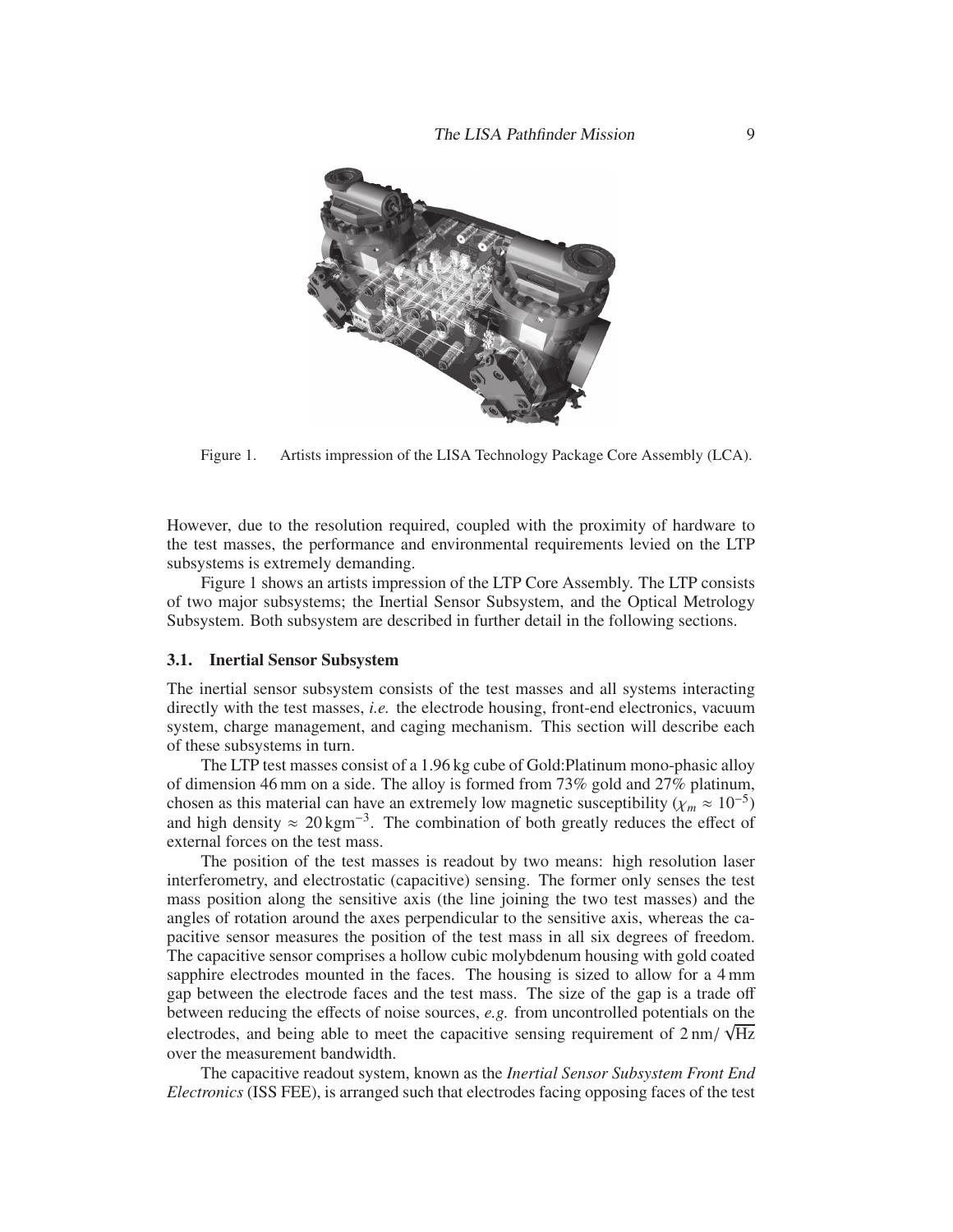Figure 1. Artists impression of the LISA Technology Package Core Assembly (LCA).

However, due to the resolution required, coupled with the proximity of hardware to the test masses, the performance and environmental requirements levied on the LTP subsystems is extremely demanding.

Figure 1 shows an artists impression of the LTP Core Assembly. The LTP consists of two major subsystems; the Inertial Sensor Subsystem, and the Optical Metrology Subsystem. Both subsystem are described in further detail in the following sections.

### 3.1. Inertial Sensor Subsystem

The inertial sensor subsystem consists of the test masses and all systems interacting directly with the test masses, *i.e.* the electrode housing, front-end electronics, vacuum system, charge management, and caging mechanism. This section will describe each of these subsystems in turn.

The LTP test masses consist of a 1.96 kg cube of Gold:Platinum mono-phasic alloy of dimension 46 mm on a side. The alloy is formed from 73% gold and 27% platinum, chosen as this material can have an extremely low magnetic susceptibility ($\chi_m \approx 10^{-5}$) and high density $\approx 20\,\mathrm{kgm}^{-3}$. The combination of both greatly reduces the effect of external forces on the test mass.

The position of the test masses is readout by two means: high resolution laser interferometry, and electrostatic (capacitive) sensing. The former only senses the test mass position along the sensitive axis (the line joining the two test masses) and the angles of rotation around the axes perpendicular to the sensitive axis, whereas the capacitive sensor measures the position of the test mass in all six degrees of freedom. The capacitive sensor comprises a hollow cubic molybdenum housing with gold coated sapphire electrodes mounted in the faces. The housing is sized to allow for a 4 mm gap between the electrode faces and the test mass. The size of the gap is a trade off between reducing the effects of noise sources, *e.g.* from uncontrolled potentials on the electrodes, and being able to meet the capacitive sensing requirement of $2\,\mathrm{nm}/\sqrt{\mathrm{Hz}}$ over the measurement bandwidth.

The capacitive readout system, known as the *Inertial Sensor Subsystem Front End Electronics* (ISS FEE), is arranged such that electrodes facing opposing faces of the test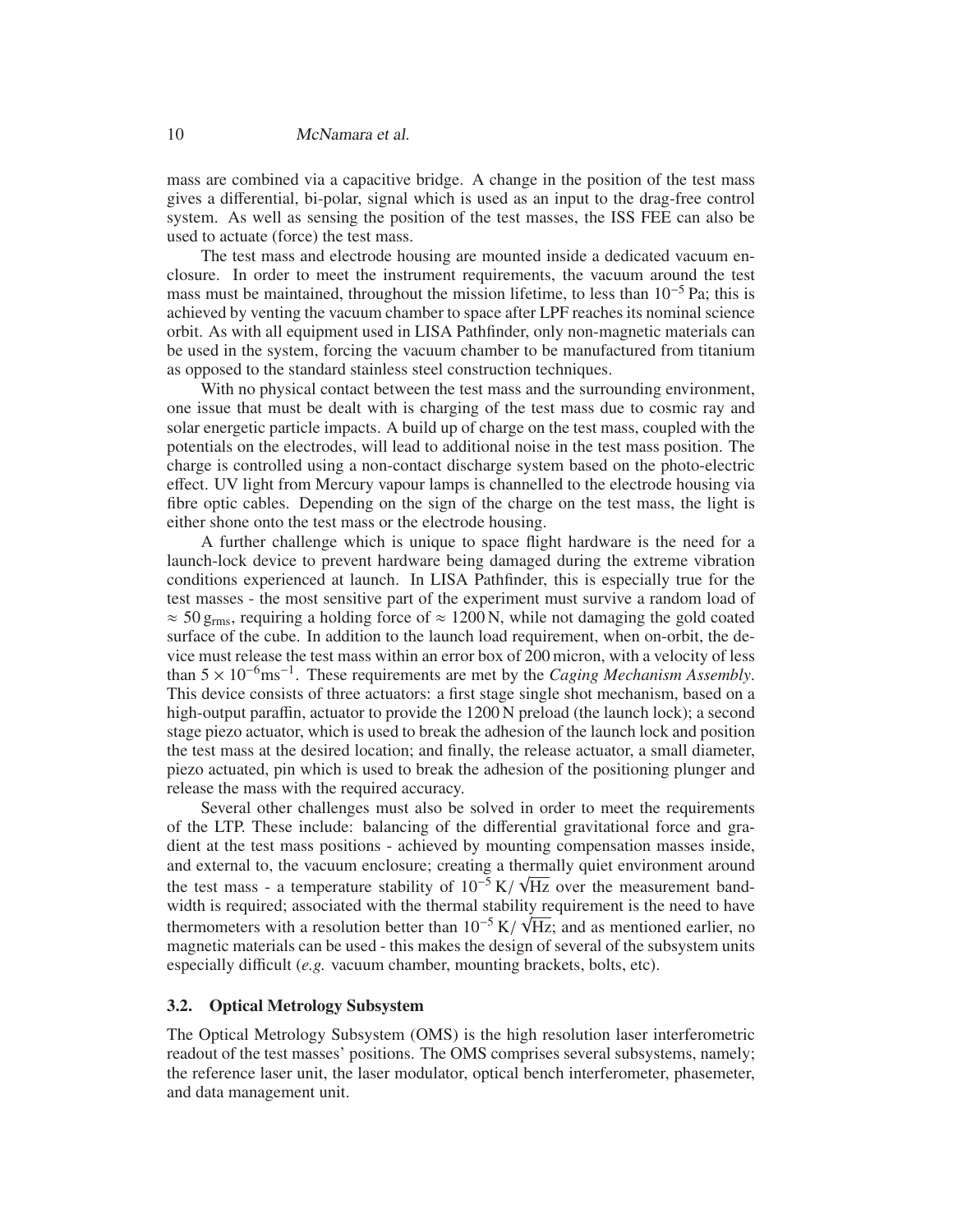mass are combined via a capacitive bridge. A change in the position of the test mass gives a differential, bi-polar, signal which is used as an input to the drag-free control system. As well as sensing the position of the test masses, the ISS FEE can also be used to actuate (force) the test mass.

The test mass and electrode housing are mounted inside a dedicated vacuum enclosure. In order to meet the instrument requirements, the vacuum around the test mass must be maintained, throughout the mission lifetime, to less than $10^{-5}$ Pa; this is achieved by venting the vacuum chamber to space after LPF reaches its nominal science orbit. As with all equipment used in LISA Pathfinder, only non-magnetic materials can be used in the system, forcing the vacuum chamber to be manufactured from titanium as opposed to the standard stainless steel construction techniques.

With no physical contact between the test mass and the surrounding environment, one issue that must be dealt with is charging of the test mass due to cosmic ray and solar energetic particle impacts. A build up of charge on the test mass, coupled with the potentials on the electrodes, will lead to additional noise in the test mass position. The charge is controlled using a non-contact discharge system based on the photo-electric effect. UV light from Mercury vapour lamps is channelled to the electrode housing via fibre optic cables. Depending on the sign of the charge on the test mass, the light is either shone onto the test mass or the electrode housing.

A further challenge which is unique to space flight hardware is the need for a launch-lock device to prevent hardware being damaged during the extreme vibration conditions experienced at launch. In LISA Pathfinder, this is especially true for the test masses - the most sensitive part of the experiment must survive a random load of $\approx 50\,g_{\rm rms}$, requiring a holding force of $\approx 1200$ N, while not damaging the gold coated surface of the cube. In addition to the launch load requirement, when on-orbit, the device must release the test mass within an error box of 200 micron, with a velocity of less than $5 \times 10^{-6}\mathrm{ms}^{-1}$. These requirements are met by the *Caging Mechanism Assembly*. This device consists of three actuators: a first stage single shot mechanism, based on a high-output paraffin, actuator to provide the 1200 N preload (the launch lock); a second stage piezo actuator, which is used to break the adhesion of the launch lock and position the test mass at the desired location; and finally, the release actuator, a small diameter, piezo actuated, pin which is used to break the adhesion of the positioning plunger and release the mass with the required accuracy.

Several other challenges must also be solved in order to meet the requirements of the LTP. These include: balancing of the differential gravitational force and gradient at the test mass positions - achieved by mounting compensation masses inside, and external to, the vacuum enclosure; creating a thermally quiet environment around the test mass - a temperature stability of $10^{-5}\,\mathrm{K}/\sqrt{\mathrm{Hz}}$ over the measurement bandwidth is required; associated with the thermal stability requirement is the need to have thermometers with a resolution better than $10^{-5}\,\mathrm{K}/\sqrt{\mathrm{Hz}}$; and as mentioned earlier, no magnetic materials can be used - this makes the design of several of the subsystem units especially difficult (*e.g.* vacuum chamber, mounting brackets, bolts, etc).

### 3.2. Optical Metrology Subsystem

The Optical Metrology Subsystem (OMS) is the high resolution laser interferometric readout of the test masses' positions. The OMS comprises several subsystems, namely; the reference laser unit, the laser modulator, optical bench interferometer, phasemeter, and data management unit.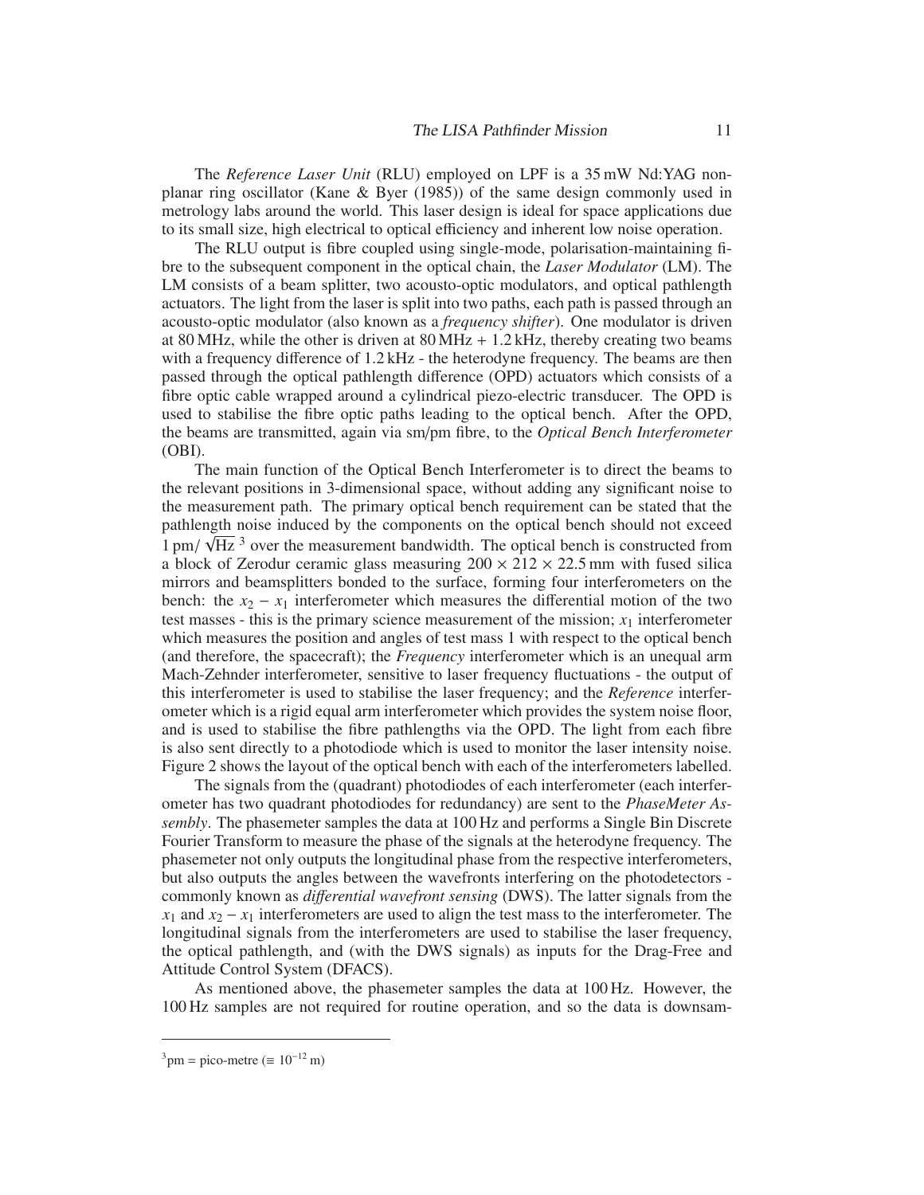The *Reference Laser Unit* (RLU) employed on LPF is a 35 mW Nd:YAG non-planar ring oscillator (Kane & Byer (1985)) of the same design commonly used in metrology labs around the world. This laser design is ideal for space applications due to its small size, high electrical to optical efficiency and inherent low noise operation.

The RLU output is fibre coupled using single-mode, polarisation-maintaining fibre to the subsequent component in the optical chain, the *Laser Modulator* (LM). The LM consists of a beam splitter, two acousto-optic modulators, and optical pathlength actuators. The light from the laser is split into two paths, each path is passed through an acousto-optic modulator (also known as a *frequency shifter*). One modulator is driven at 80 MHz, while the other is driven at 80 MHz + 1.2 kHz, thereby creating two beams with a frequency difference of 1.2 kHz - the heterodyne frequency. The beams are then passed through the optical pathlength difference (OPD) actuators which consists of a fibre optic cable wrapped around a cylindrical piezo-electric transducer. The OPD is used to stabilise the fibre optic paths leading to the optical bench. After the OPD, the beams are transmitted, again via sm/pm fibre, to the *Optical Bench Interferometer* (OBI).

The main function of the Optical Bench Interferometer is to direct the beams to the relevant positions in 3-dimensional space, without adding any significant noise to the measurement path. The primary optical bench requirement can be stated that the pathlength noise induced by the components on the optical bench should not exceed $1\,\mathrm{pm}/\sqrt{\mathrm{Hz}}$ [3] over the measurement bandwidth. The optical bench is constructed from a block of Zerodur ceramic glass measuring $200 \times 212 \times 22.5$ mm with fused silica mirrors and beamsplitters bonded to the surface, forming four interferometers on the bench: the $x_2 - x_1$ interferometer which measures the differential motion of the two test masses - this is the primary science measurement of the mission; $x_1$ interferometer which measures the position and angles of test mass 1 with respect to the optical bench (and therefore, the spacecraft); the *Frequency* interferometer which is an unequal arm Mach-Zehnder interferometer, sensitive to laser frequency fluctuations - the output of this interferometer is used to stabilise the laser frequency; and the *Reference* interferometer which is a rigid equal arm interferometer which provides the system noise floor, and is used to stabilise the fibre pathlengths via the OPD. The light from each fibre is also sent directly to a photodiode which is used to monitor the laser intensity noise. Figure 2 shows the layout of the optical bench with each of the interferometers labelled.

The signals from the (quadrant) photodiodes of each interferometer (each interferometer has two quadrant photodiodes for redundancy) are sent to the *PhaseMeter Assembly*. The phasemeter samples the data at 100 Hz and performs a Single Bin Discrete Fourier Transform to measure the phase of the signals at the heterodyne frequency. The phasemeter not only outputs the longitudinal phase from the respective interferometers, but also outputs the angles between the wavefronts interfering on the photodetectors - commonly known as *differential wavefront sensing* (DWS). The latter signals from the $x_1$ and $x_2 - x_1$ interferometers are used to align the test mass to the interferometer. The longitudinal signals from the interferometers are used to stabilise the laser frequency, the optical pathlength, and (with the DWS signals) as inputs for the Drag-Free and Attitude Control System (DFACS).

As mentioned above, the phasemeter samples the data at 100 Hz. However, the 100 Hz samples are not required for routine operation, and so the data is downsam-

[3] pm = pico-metre ($\equiv 10^{-12}$ m)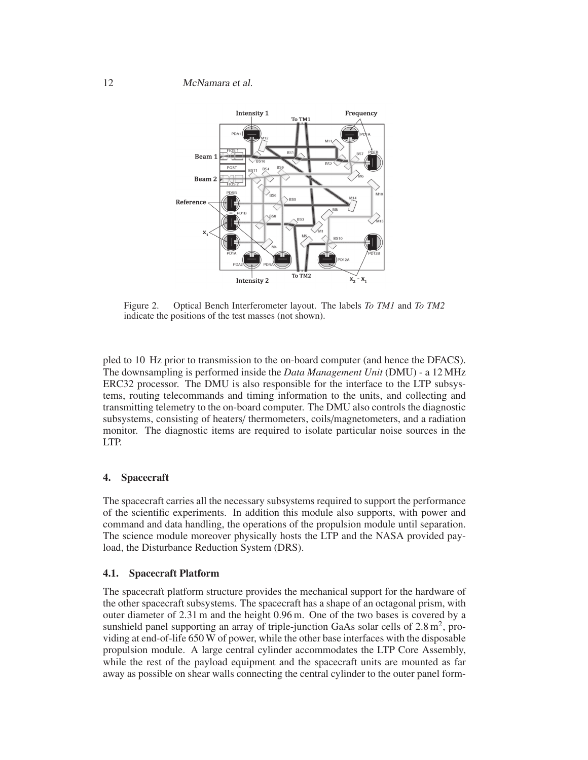Figure 2. Optical Bench Interferometer layout. The labels *To TM1* and *To TM2* indicate the positions of the test masses (not shown).

pled to 10 Hz prior to transmission to the on-board computer (and hence the DFACS). The downsampling is performed inside the *Data Management Unit* (DMU) - a 12 MHz ERC32 processor. The DMU is also responsible for the interface to the LTP subsystems, routing telecommands and timing information to the units, and collecting and transmitting telemetry to the on-board computer. The DMU also controls the diagnostic subsystems, consisting of heaters/ thermometers, coils/magnetometers, and a radiation monitor. The diagnostic items are required to isolate particular noise sources in the LTP.

## 4. Spacecraft

The spacecraft carries all the necessary subsystems required to support the performance of the scientific experiments. In addition this module also supports, with power and command and data handling, the operations of the propulsion module until separation. The science module moreover physically hosts the LTP and the NASA provided payload, the Disturbance Reduction System (DRS).

### 4.1. Spacecraft Platform

The spacecraft platform structure provides the mechanical support for the hardware of the other spacecraft subsystems. The spacecraft has a shape of an octagonal prism, with outer diameter of 2.31 m and the height 0.96 m. One of the two bases is covered by a sunshield panel supporting an array of triple-junction GaAs solar cells of 2.8 m$^2$, providing at end-of-life 650 W of power, while the other base interfaces with the disposable propulsion module. A large central cylinder accommodates the LTP Core Assembly, while the rest of the payload equipment and the spacecraft units are mounted as far away as possible on shear walls connecting the central cylinder to the outer panel form-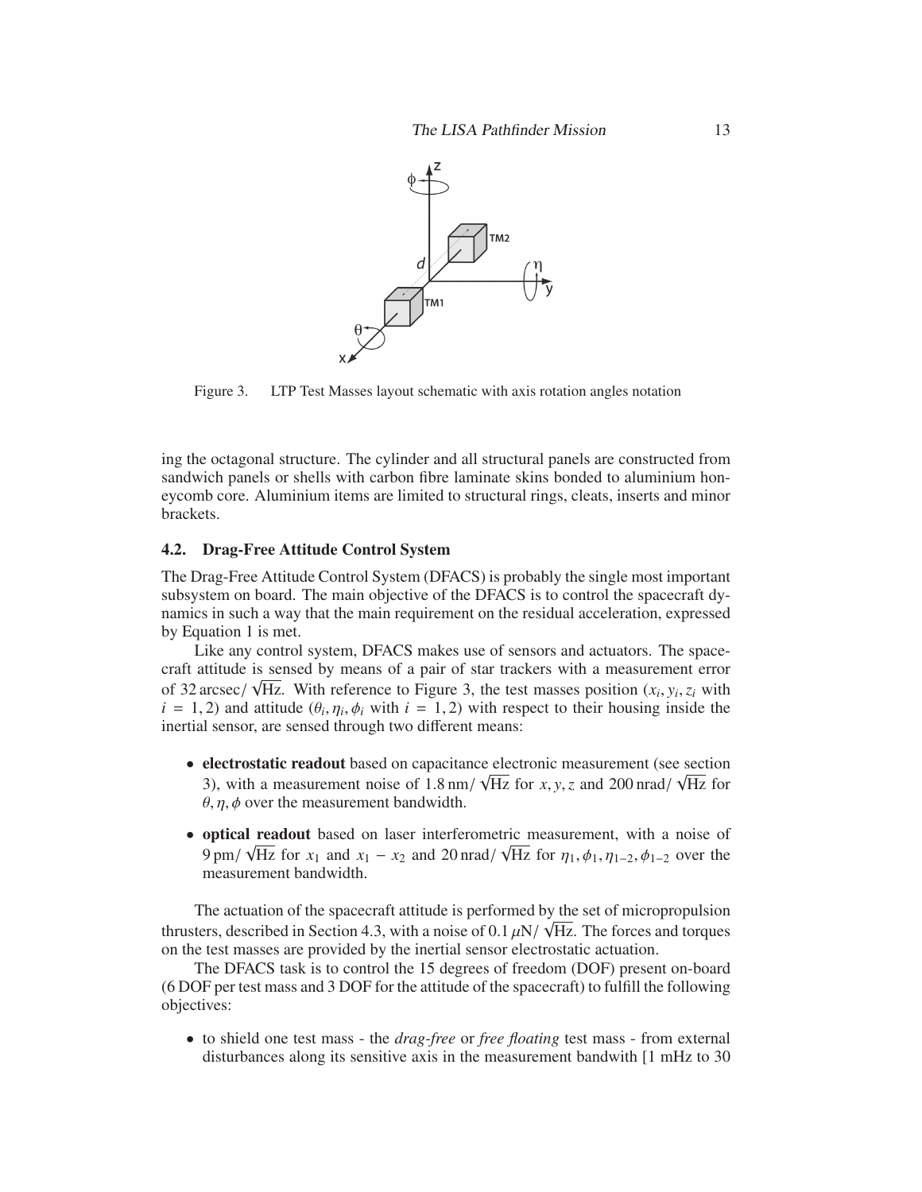Figure 3. LTP Test Masses layout schematic with axis rotation angles notation

ing the octagonal structure. The cylinder and all structural panels are constructed from sandwich panels or shells with carbon fibre laminate skins bonded to aluminium honeycomb core. Aluminium items are limited to structural rings, cleats, inserts and minor brackets.

### 4.2. Drag-Free Attitude Control System

The Drag-Free Attitude Control System (DFACS) is probably the single most important subsystem on board. The main objective of the DFACS is to control the spacecraft dynamics in such a way that the main requirement on the residual acceleration, expressed by Equation 1 is met.

Like any control system, DFACS makes use of sensors and actuators. The spacecraft attitude is sensed by means of a pair of star trackers with a measurement error of $32\,\mathrm{arcsec}/\sqrt{\mathrm{Hz}}$. With reference to Figure 3, the test masses position ($x_i, y_i, z_i$ with $i = 1, 2$) and attitude ($\theta_i, \eta_i, \phi_i$ with $i = 1, 2$) with respect to their housing inside the inertial sensor, are sensed through two different means:

- **electrostatic readout** based on capacitance electronic measurement (see section 3), with a measurement noise of $1.8\,\mathrm{nm}/\sqrt{\mathrm{Hz}}$ for $x, y, z$ and $200\,\mathrm{nrad}/\sqrt{\mathrm{Hz}}$ for $\theta, \eta, \phi$ over the measurement bandwidth.
- **optical readout** based on laser interferometric measurement, with a noise of $9\,\mathrm{pm}/\sqrt{\mathrm{Hz}}$ for $x_1$ and $x_1 - x_2$ and $20\,\mathrm{nrad}/\sqrt{\mathrm{Hz}}$ for $\eta_1, \phi_1, \eta_{1-2}, \phi_{1-2}$ over the measurement bandwidth.

The actuation of the spacecraft attitude is performed by the set of micropropulsion thrusters, described in Section 4.3, with a noise of $0.1\,\mu\mathrm{N}/\sqrt{\mathrm{Hz}}$. The forces and torques on the test masses are provided by the inertial sensor electrostatic actuation.

The DFACS task is to control the 15 degrees of freedom (DOF) present on-board (6 DOF per test mass and 3 DOF for the attitude of the spacecraft) to fulfill the following objectives:

- to shield one test mass - the *drag-free* or *free floating* test mass - from external disturbances along its sensitive axis in the measurement bandwith [1 mHz to 30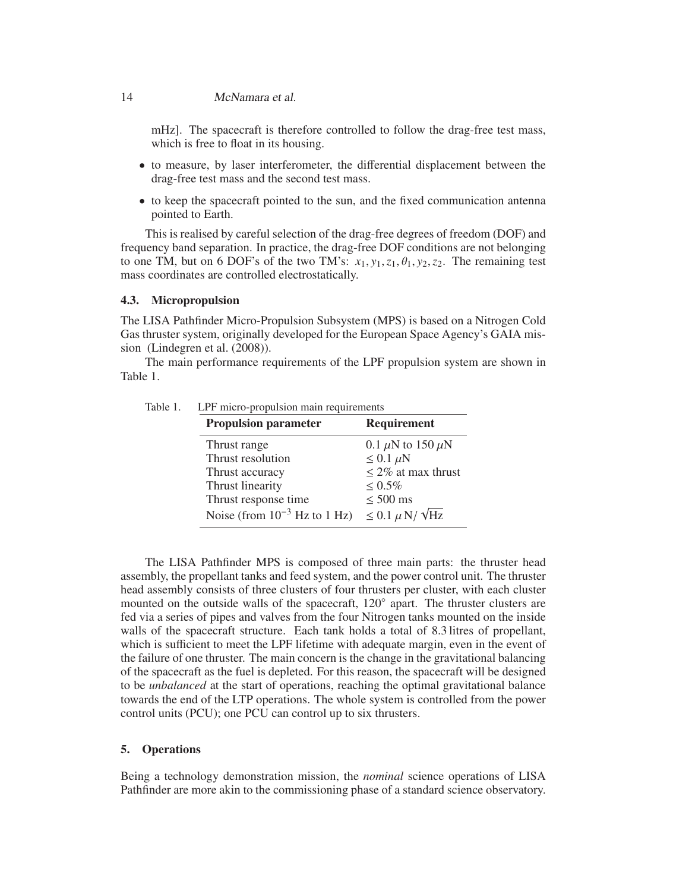mHz]. The spacecraft is therefore controlled to follow the drag-free test mass, which is free to float in its housing.

- to measure, by laser interferometer, the differential displacement between the drag-free test mass and the second test mass.
- to keep the spacecraft pointed to the sun, and the fixed communication antenna pointed to Earth.

This is realised by careful selection of the drag-free degrees of freedom (DOF) and frequency band separation. In practice, the drag-free DOF conditions are not belonging to one TM, but on 6 DOF's of the two TM's: $x_1, y_1, z_1, \theta_1, y_2, z_2$. The remaining test mass coordinates are controlled electrostatically.

### 4.3. Micropropulsion

The LISA Pathfinder Micro-Propulsion Subsystem (MPS) is based on a Nitrogen Cold Gas thruster system, originally developed for the European Space Agency's GAIA mission (Lindegren et al. (2008)).

The main performance requirements of the LPF propulsion system are shown in Table 1.

Table 1. LPF micro-propulsion main requirements

| **Propulsion parameter** | **Requirement** |
|---|---|
| Thrust range | $0.1\ \mu$N to $150\ \mu$N |
| Thrust resolution | $\leq 0.1\ \mu$N |
| Thrust accuracy | $\leq 2\%$ at max thrust |
| Thrust linearity | $\leq 0.5\%$ |
| Thrust response time | $\leq 500$ ms |
| Noise (from $10^{-3}$ Hz to 1 Hz) | $\leq 0.1\ \mu\text{N}/\sqrt{\text{Hz}}$ |

The LISA Pathfinder MPS is composed of three main parts: the thruster head assembly, the propellant tanks and feed system, and the power control unit. The thruster head assembly consists of three clusters of four thrusters per cluster, with each cluster mounted on the outside walls of the spacecraft, $120^\circ$ apart. The thruster clusters are fed via a series of pipes and valves from the four Nitrogen tanks mounted on the inside walls of the spacecraft structure. Each tank holds a total of 8.3 litres of propellant, which is sufficient to meet the LPF lifetime with adequate margin, even in the event of the failure of one thruster. The main concern is the change in the gravitational balancing of the spacecraft as the fuel is depleted. For this reason, the spacecraft will be designed to *unbalanced* at the start of operations, reaching the optimal gravitational balance towards the end of the LTP operations. The whole system is controlled from the power control units (PCU); one PCU can control up to six thrusters.

## 5. Operations

Being a technology demonstration mission, the *nominal* science operations of LISA Pathfinder are more akin to the commissioning phase of a standard science observatory.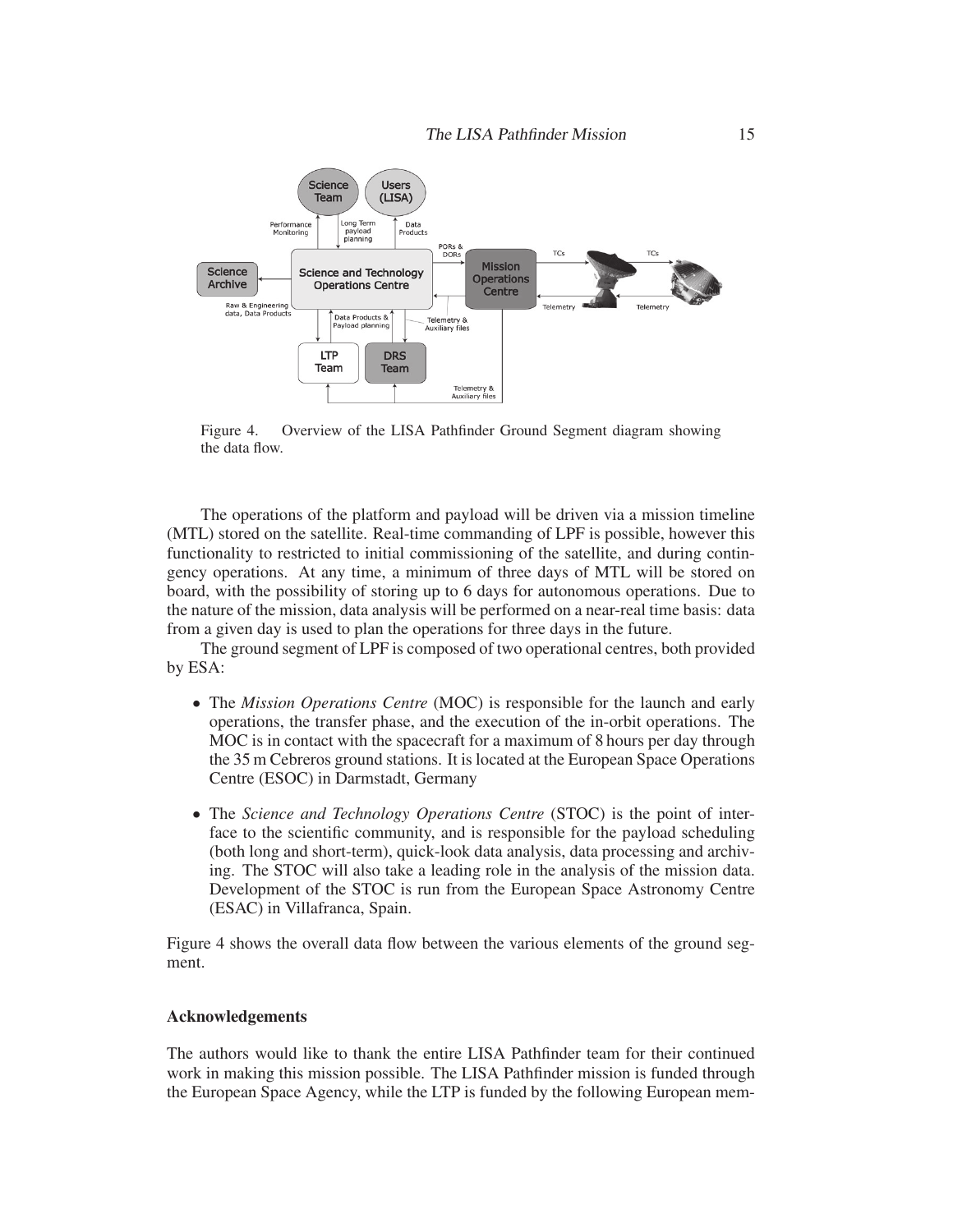Figure 4. Overview of the LISA Pathfinder Ground Segment diagram showing the data flow.

The operations of the platform and payload will be driven via a mission timeline (MTL) stored on the satellite. Real-time commanding of LPF is possible, however this functionality to restricted to initial commissioning of the satellite, and during contingency operations. At any time, a minimum of three days of MTL will be stored on board, with the possibility of storing up to 6 days for autonomous operations. Due to the nature of the mission, data analysis will be performed on a near-real time basis: data from a given day is used to plan the operations for three days in the future.

The ground segment of LPF is composed of two operational centres, both provided by ESA:

- The *Mission Operations Centre* (MOC) is responsible for the launch and early operations, the transfer phase, and the execution of the in-orbit operations. The MOC is in contact with the spacecraft for a maximum of 8 hours per day through the 35 m Cebreros ground stations. It is located at the European Space Operations Centre (ESOC) in Darmstadt, Germany

- The *Science and Technology Operations Centre* (STOC) is the point of interface to the scientific community, and is responsible for the payload scheduling (both long and short-term), quick-look data analysis, data processing and archiving. The STOC will also take a leading role in the analysis of the mission data. Development of the STOC is run from the European Space Astronomy Centre (ESAC) in Villafranca, Spain.

Figure 4 shows the overall data flow between the various elements of the ground segment.

**Acknowledgements**

The authors would like to thank the entire LISA Pathfinder team for their continued work in making this mission possible. The LISA Pathfinder mission is funded through the European Space Agency, while the LTP is funded by the following European mem-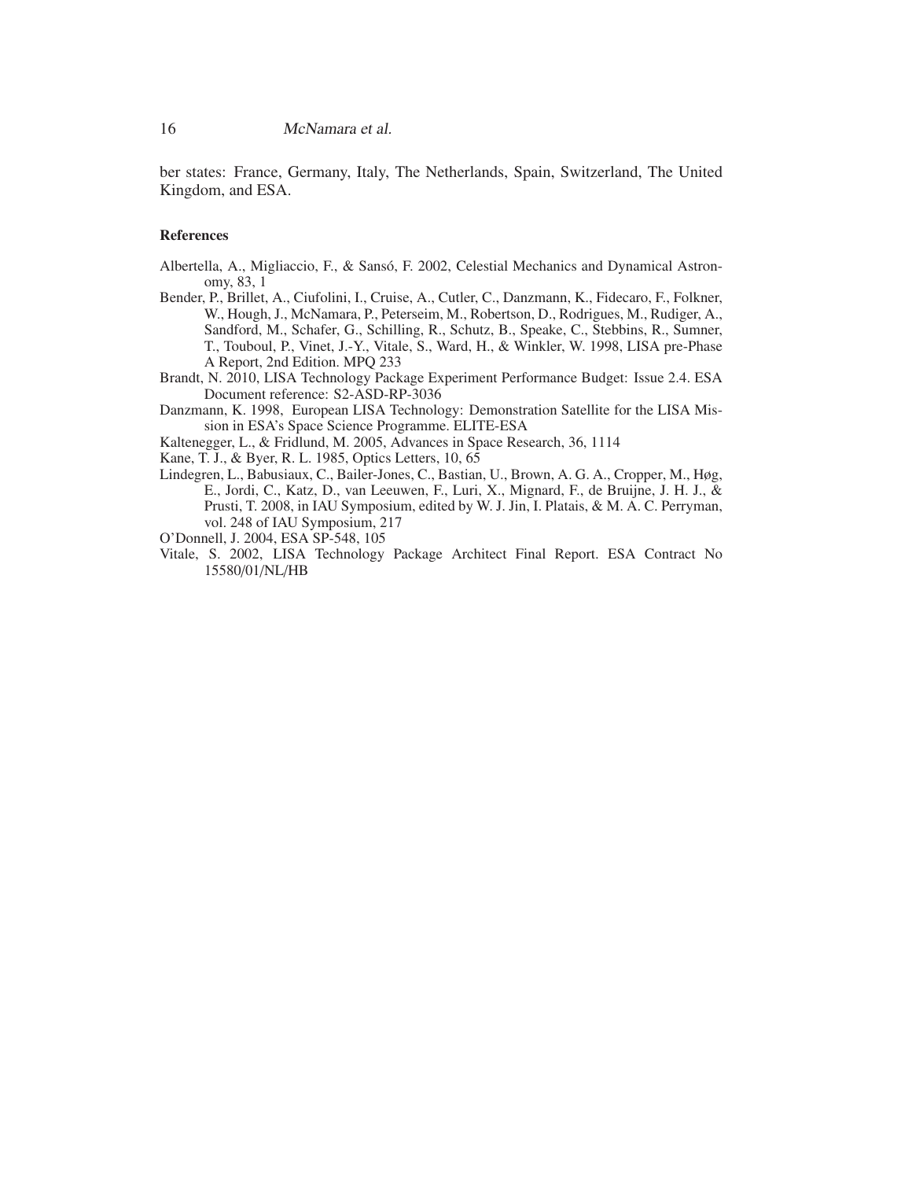ber states: France, Germany, Italy, The Netherlands, Spain, Switzerland, The United Kingdom, and ESA.

### References

- Albertella, A., Migliaccio, F., & Sansó, F. 2002, Celestial Mechanics and Dynamical Astronomy, 83, 1
- Bender, P., Brillet, A., Ciufolini, I., Cruise, A., Cutler, C., Danzmann, K., Fidecaro, F., Folkner, W., Hough, J., McNamara, P., Peterseim, M., Robertson, D., Rodrigues, M., Rudiger, A., Sandford, M., Schafer, G., Schilling, R., Schutz, B., Speake, C., Stebbins, R., Sumner, T., Touboul, P., Vinet, J.-Y., Vitale, S., Ward, H., & Winkler, W. 1998, LISA pre-Phase A Report, 2nd Edition. MPQ 233
- Brandt, N. 2010, LISA Technology Package Experiment Performance Budget: Issue 2.4. ESA Document reference: S2-ASD-RP-3036
- Danzmann, K. 1998, European LISA Technology: Demonstration Satellite for the LISA Mission in ESA's Space Science Programme. ELITE-ESA
- Kaltenegger, L., & Fridlund, M. 2005, Advances in Space Research, 36, 1114
- Kane, T. J., & Byer, R. L. 1985, Optics Letters, 10, 65
- Lindegren, L., Babusiaux, C., Bailer-Jones, C., Bastian, U., Brown, A. G. A., Cropper, M., Høg, E., Jordi, C., Katz, D., van Leeuwen, F., Luri, X., Mignard, F., de Bruijne, J. H. J., & Prusti, T. 2008, in IAU Symposium, edited by W. J. Jin, I. Platais, & M. A. C. Perryman, vol. 248 of IAU Symposium, 217
- O'Donnell, J. 2004, ESA SP-548, 105
- Vitale, S. 2002, LISA Technology Package Architect Final Report. ESA Contract No 15580/01/NL/HB